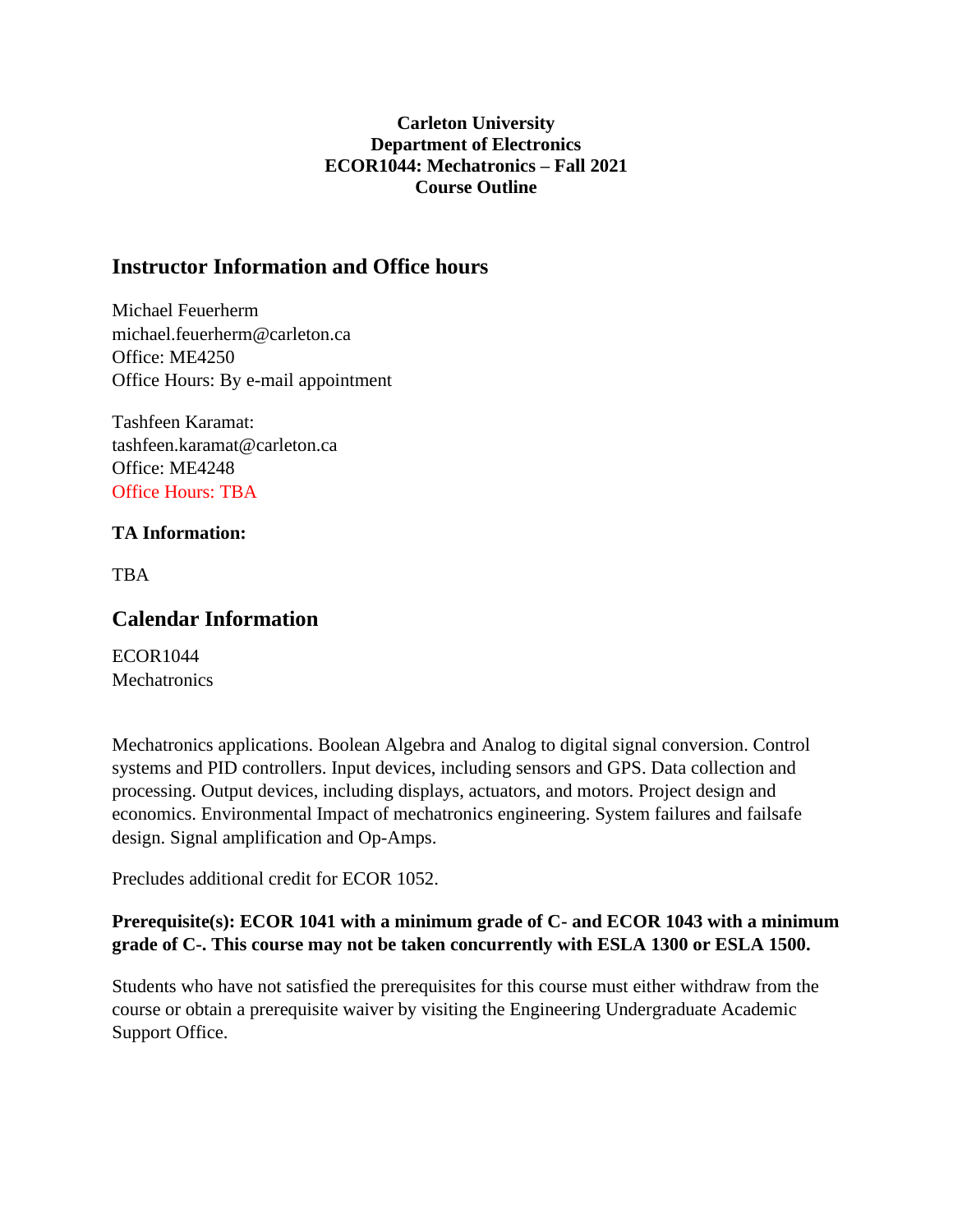**Carleton University**
**Department of Electronics**
**ECOR1044: Mechatronics – Fall 2021**
**Course Outline**

## Instructor Information and Office hours

Michael Feuerherm
michael.feuerherm@carleton.ca
Office: ME4250
Office Hours: By e-mail appointment

Tashfeen Karamat:
tashfeen.karamat@carleton.ca
Office: ME4248
Office Hours: TBA

**TA Information:**

TBA

## Calendar Information

ECOR1044
Mechatronics

Mechatronics applications. Boolean Algebra and Analog to digital signal conversion. Control systems and PID controllers. Input devices, including sensors and GPS. Data collection and processing. Output devices, including displays, actuators, and motors. Project design and economics. Environmental Impact of mechatronics engineering. System failures and failsafe design. Signal amplification and Op-Amps.

Precludes additional credit for ECOR 1052.

**Prerequisite(s): ECOR 1041 with a minimum grade of C- and ECOR 1043 with a minimum grade of C-. This course may not be taken concurrently with ESLA 1300 or ESLA 1500.**

Students who have not satisfied the prerequisites for this course must either withdraw from the course or obtain a prerequisite waiver by visiting the Engineering Undergraduate Academic Support Office.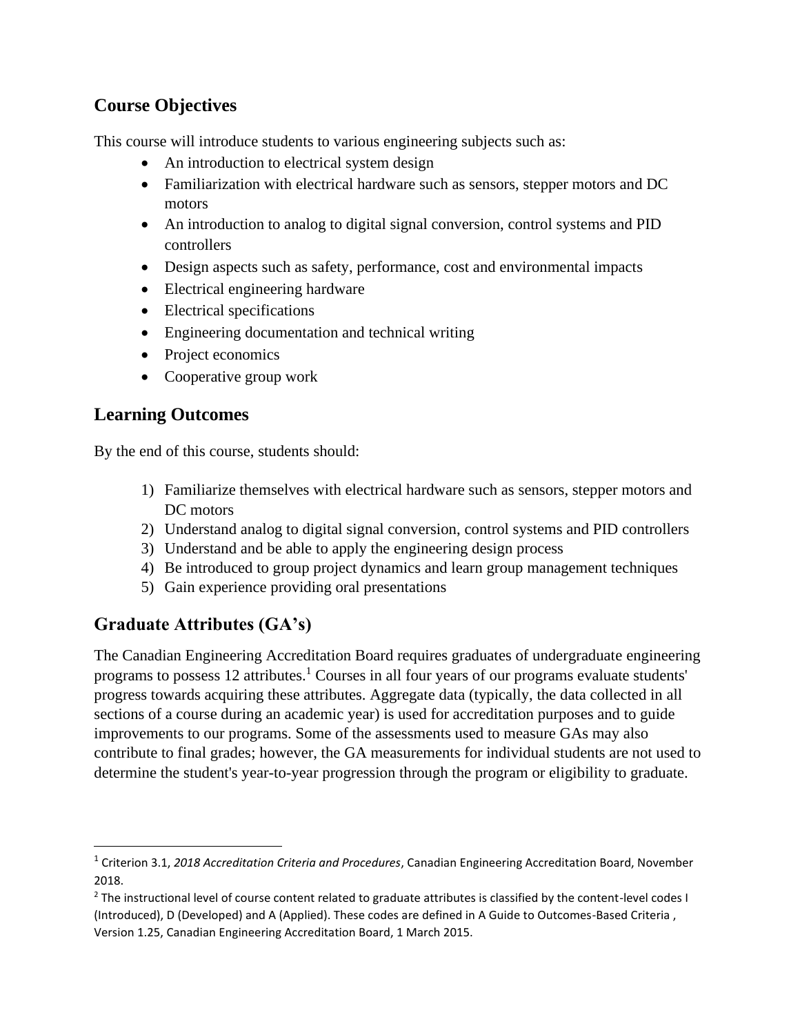## Course Objectives

This course will introduce students to various engineering subjects such as:

- An introduction to electrical system design
- Familiarization with electrical hardware such as sensors, stepper motors and DC motors
- An introduction to analog to digital signal conversion, control systems and PID controllers
- Design aspects such as safety, performance, cost and environmental impacts
- Electrical engineering hardware
- Electrical specifications
- Engineering documentation and technical writing
- Project economics
- Cooperative group work

## Learning Outcomes

By the end of this course, students should:

1) Familiarize themselves with electrical hardware such as sensors, stepper motors and DC motors
2) Understand analog to digital signal conversion, control systems and PID controllers
3) Understand and be able to apply the engineering design process
4) Be introduced to group project dynamics and learn group management techniques
5) Gain experience providing oral presentations

## Graduate Attributes (GA's)

The Canadian Engineering Accreditation Board requires graduates of undergraduate engineering programs to possess 12 attributes.[1] Courses in all four years of our programs evaluate students' progress towards acquiring these attributes. Aggregate data (typically, the data collected in all sections of a course during an academic year) is used for accreditation purposes and to guide improvements to our programs. Some of the assessments used to measure GAs may also contribute to final grades; however, the GA measurements for individual students are not used to determine the student's year-to-year progression through the program or eligibility to graduate.

---

[1] Criterion 3.1, *2018 Accreditation Criteria and Procedures*, Canadian Engineering Accreditation Board, November 2018.

[2] The instructional level of course content related to graduate attributes is classified by the content-level codes I (Introduced), D (Developed) and A (Applied). These codes are defined in A Guide to Outcomes-Based Criteria , Version 1.25, Canadian Engineering Accreditation Board, 1 March 2015.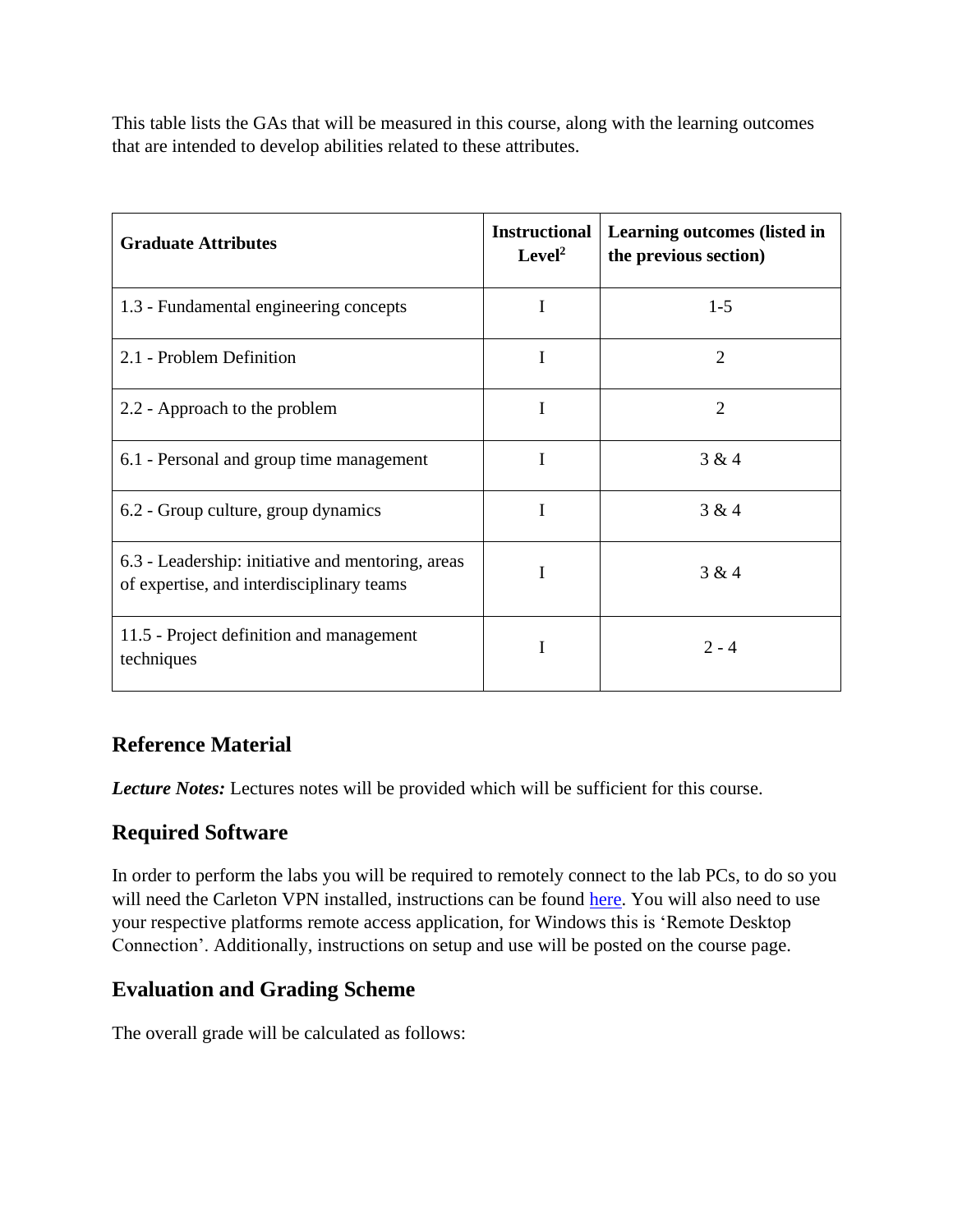This table lists the GAs that will be measured in this course, along with the learning outcomes that are intended to develop abilities related to these attributes.

| Graduate Attributes | Instructional Level[2] | Learning outcomes (listed in the previous section) |
|---|---|---|
| 1.3 - Fundamental engineering concepts | I | 1-5 |
| 2.1 - Problem Definition | I | 2 |
| 2.2 - Approach to the problem | I | 2 |
| 6.1 - Personal and group time management | I | 3 & 4 |
| 6.2 - Group culture, group dynamics | I | 3 & 4 |
| 6.3 - Leadership: initiative and mentoring, areas of expertise, and interdisciplinary teams | I | 3 & 4 |
| 11.5 - Project definition and management techniques | I | 2 - 4 |

## Reference Material

***Lecture Notes:*** Lectures notes will be provided which will be sufficient for this course.

## Required Software

In order to perform the labs you will be required to remotely connect to the lab PCs, to do so you will need the Carleton VPN installed, instructions can be found here. You will also need to use your respective platforms remote access application, for Windows this is 'Remote Desktop Connection'. Additionally, instructions on setup and use will be posted on the course page.

## Evaluation and Grading Scheme

The overall grade will be calculated as follows: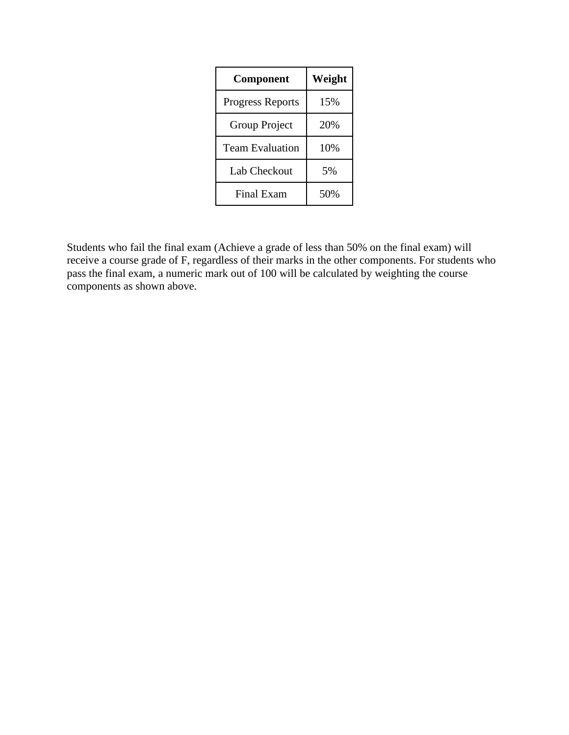| **Component** | **Weight** |
| --- | --- |
| Progress Reports | 15% |
| Group Project | 20% |
| Team Evaluation | 10% |
| Lab Checkout | 5% |
| Final Exam | 50% |

Students who fail the final exam (Achieve a grade of less than 50% on the final exam) will receive a course grade of F, regardless of their marks in the other components. For students who pass the final exam, a numeric mark out of 100 will be calculated by weighting the course components as shown above.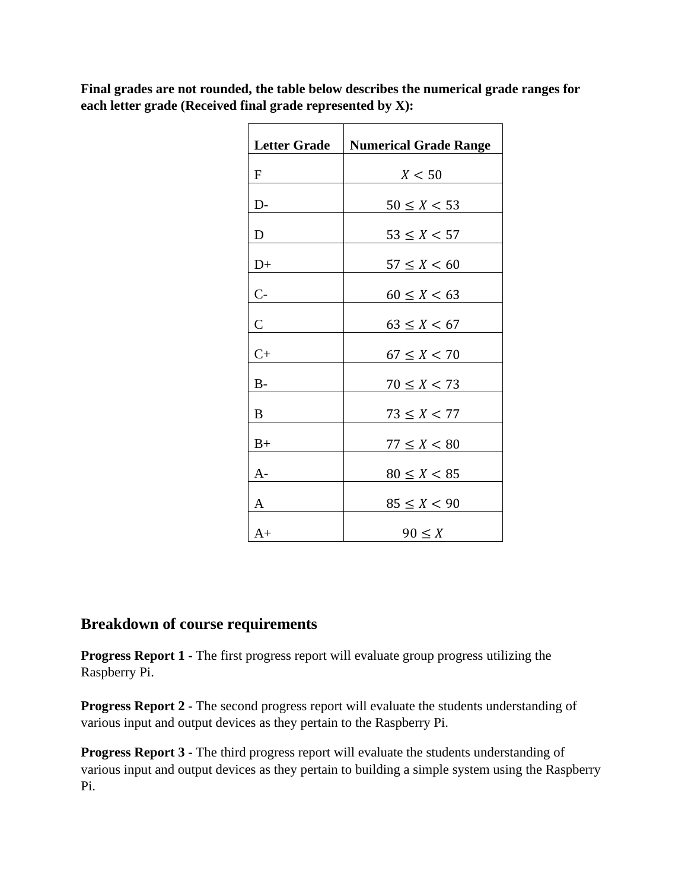**Final grades are not rounded, the table below describes the numerical grade ranges for each letter grade (Received final grade represented by X):**

| Letter Grade | Numerical Grade Range |
|---|---|
| F | $X < 50$ |
| D- | $50 \leq X < 53$ |
| D | $53 \leq X < 57$ |
| D+ | $57 \leq X < 60$ |
| C- | $60 \leq X < 63$ |
| C | $63 \leq X < 67$ |
| C+ | $67 \leq X < 70$ |
| B- | $70 \leq X < 73$ |
| B | $73 \leq X < 77$ |
| B+ | $77 \leq X < 80$ |
| A- | $80 \leq X < 85$ |
| A | $85 \leq X < 90$ |
| A+ | $90 \leq X$ |

## Breakdown of course requirements

**Progress Report 1 -** The first progress report will evaluate group progress utilizing the Raspberry Pi.

**Progress Report 2 -** The second progress report will evaluate the students understanding of various input and output devices as they pertain to the Raspberry Pi.

**Progress Report 3 -** The third progress report will evaluate the students understanding of various input and output devices as they pertain to building a simple system using the Raspberry Pi.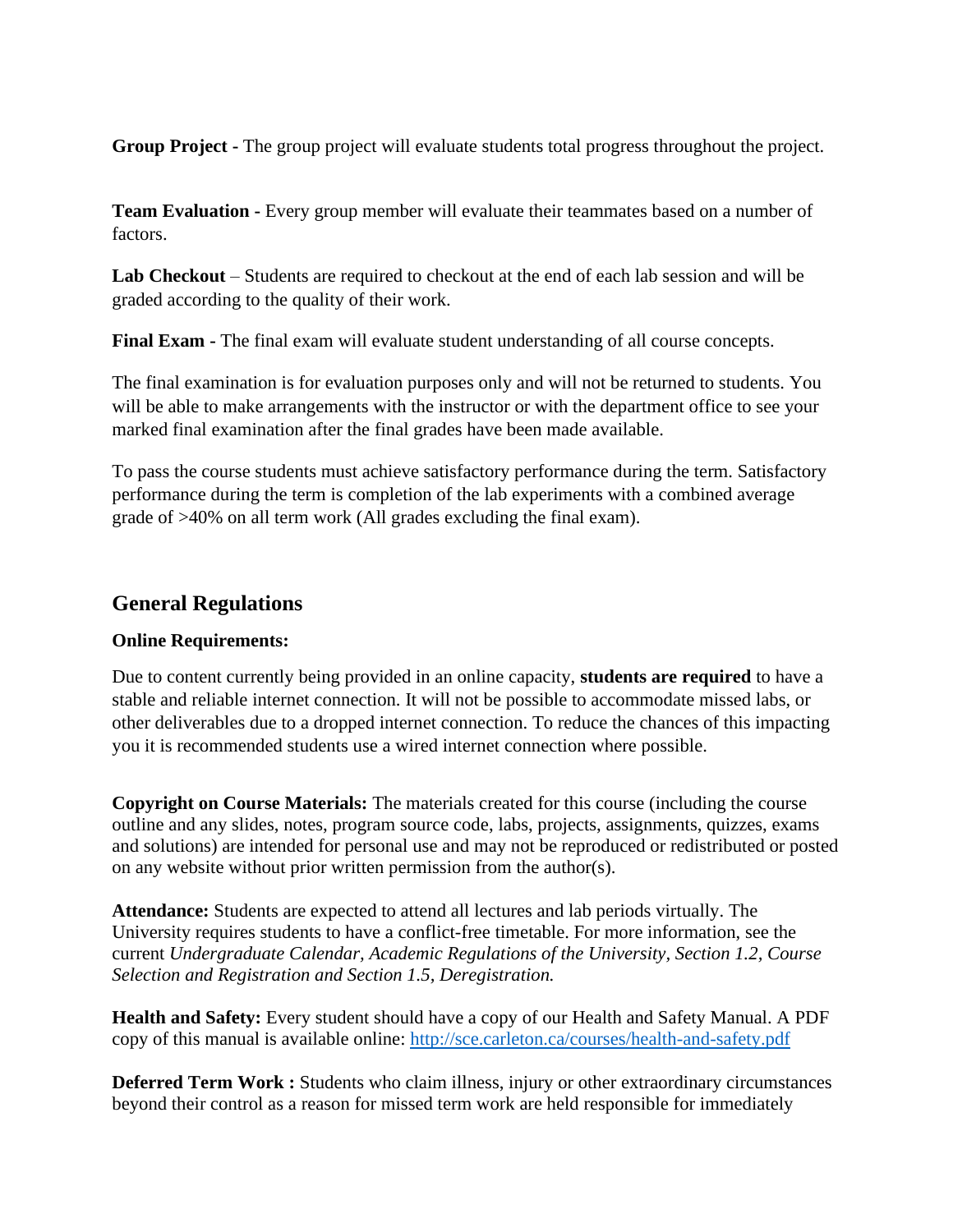**Group Project -** The group project will evaluate students total progress throughout the project.

**Team Evaluation -** Every group member will evaluate their teammates based on a number of factors.

**Lab Checkout** – Students are required to checkout at the end of each lab session and will be graded according to the quality of their work.

**Final Exam -** The final exam will evaluate student understanding of all course concepts.

The final examination is for evaluation purposes only and will not be returned to students. You will be able to make arrangements with the instructor or with the department office to see your marked final examination after the final grades have been made available.

To pass the course students must achieve satisfactory performance during the term. Satisfactory performance during the term is completion of the lab experiments with a combined average grade of >40% on all term work (All grades excluding the final exam).

## General Regulations

**Online Requirements:**

Due to content currently being provided in an online capacity, **students are required** to have a stable and reliable internet connection. It will not be possible to accommodate missed labs, or other deliverables due to a dropped internet connection. To reduce the chances of this impacting you it is recommended students use a wired internet connection where possible.

**Copyright on Course Materials:** The materials created for this course (including the course outline and any slides, notes, program source code, labs, projects, assignments, quizzes, exams and solutions) are intended for personal use and may not be reproduced or redistributed or posted on any website without prior written permission from the author(s).

**Attendance:** Students are expected to attend all lectures and lab periods virtually. The University requires students to have a conflict-free timetable. For more information, see the current *Undergraduate Calendar, Academic Regulations of the University, Section 1.2, Course Selection and Registration and Section 1.5, Deregistration.*

**Health and Safety:** Every student should have a copy of our Health and Safety Manual. A PDF copy of this manual is available online: [http://sce.carleton.ca/courses/health-and-safety.pdf](http://sce.carleton.ca/courses/health-and-safety.pdf)

**Deferred Term Work :** Students who claim illness, injury or other extraordinary circumstances beyond their control as a reason for missed term work are held responsible for immediately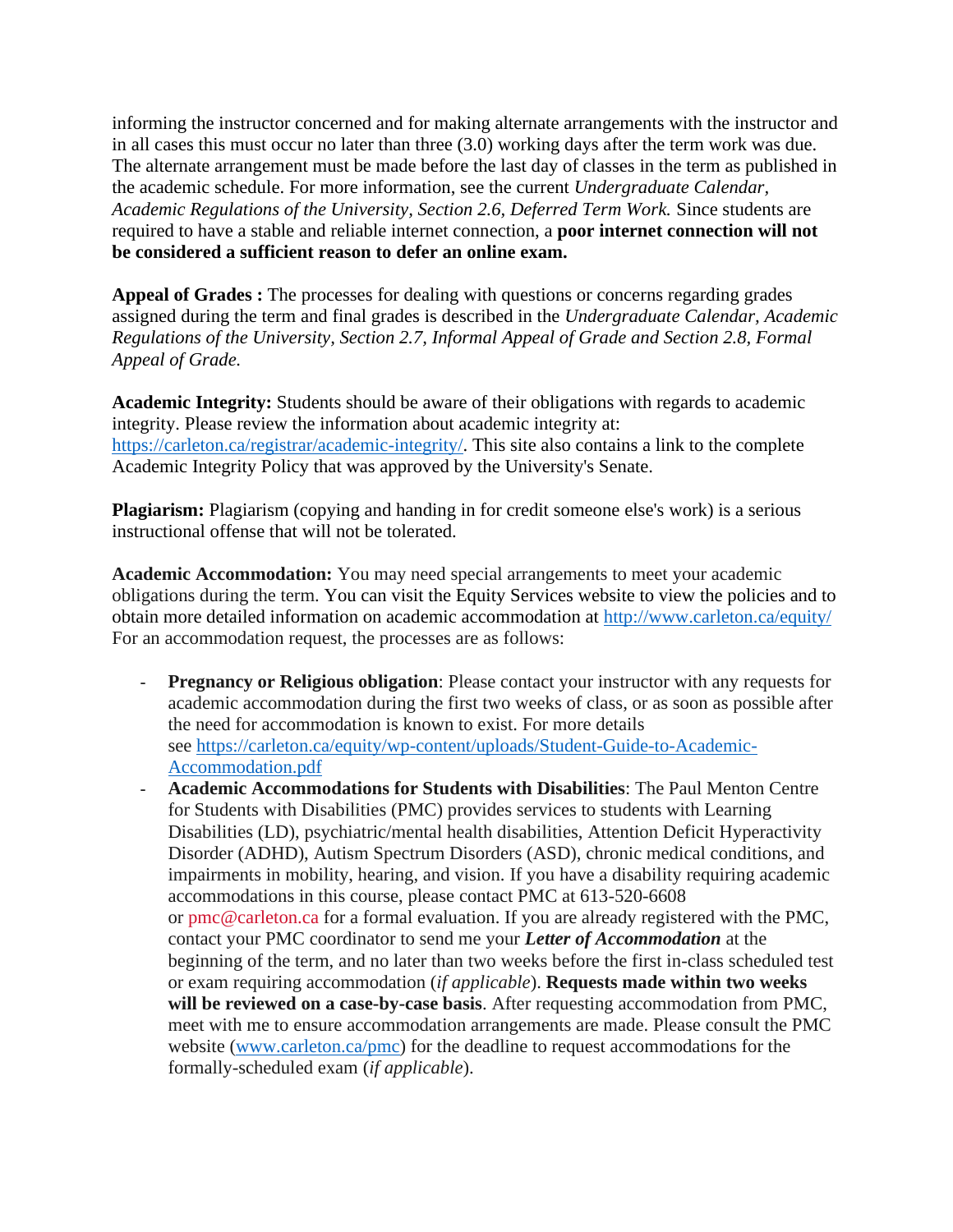informing the instructor concerned and for making alternate arrangements with the instructor and in all cases this must occur no later than three (3.0) working days after the term work was due. The alternate arrangement must be made before the last day of classes in the term as published in the academic schedule. For more information, see the current *Undergraduate Calendar, Academic Regulations of the University, Section 2.6, Deferred Term Work.* Since students are required to have a stable and reliable internet connection, a **poor internet connection will not be considered a sufficient reason to defer an online exam.**

**Appeal of Grades :** The processes for dealing with questions or concerns regarding grades assigned during the term and final grades is described in the *Undergraduate Calendar, Academic Regulations of the University, Section 2.7, Informal Appeal of Grade and Section 2.8, Formal Appeal of Grade.*

**Academic Integrity:** Students should be aware of their obligations with regards to academic integrity. Please review the information about academic integrity at: [https://carleton.ca/registrar/academic-integrity/](https://carleton.ca/registrar/academic-integrity/). This site also contains a link to the complete Academic Integrity Policy that was approved by the University's Senate.

**Plagiarism:** Plagiarism (copying and handing in for credit someone else's work) is a serious instructional offense that will not be tolerated.

**Academic Accommodation:** You may need special arrangements to meet your academic obligations during the term. You can visit the Equity Services website to view the policies and to obtain more detailed information on academic accommodation at [http://www.carleton.ca/equity/](http://www.carleton.ca/equity/) For an accommodation request, the processes are as follows:

- **Pregnancy or Religious obligation**: Please contact your instructor with any requests for academic accommodation during the first two weeks of class, or as soon as possible after the need for accommodation is known to exist. For more details see [https://carleton.ca/equity/wp-content/uploads/Student-Guide-to-Academic-Accommodation.pdf](https://carleton.ca/equity/wp-content/uploads/Student-Guide-to-Academic-Accommodation.pdf)
- **Academic Accommodations for Students with Disabilities**: The Paul Menton Centre for Students with Disabilities (PMC) provides services to students with Learning Disabilities (LD), psychiatric/mental health disabilities, Attention Deficit Hyperactivity Disorder (ADHD), Autism Spectrum Disorders (ASD), chronic medical conditions, and impairments in mobility, hearing, and vision. If you have a disability requiring academic accommodations in this course, please contact PMC at 613-520-6608 or pmc@carleton.ca for a formal evaluation. If you are already registered with the PMC, contact your PMC coordinator to send me your ***Letter of Accommodation*** at the beginning of the term, and no later than two weeks before the first in-class scheduled test or exam requiring accommodation (*if applicable*). **Requests made within two weeks will be reviewed on a case-by-case basis**. After requesting accommodation from PMC, meet with me to ensure accommodation arrangements are made. Please consult the PMC website ([www.carleton.ca/pmc](http://www.carleton.ca/pmc)) for the deadline to request accommodations for the formally-scheduled exam (*if applicable*).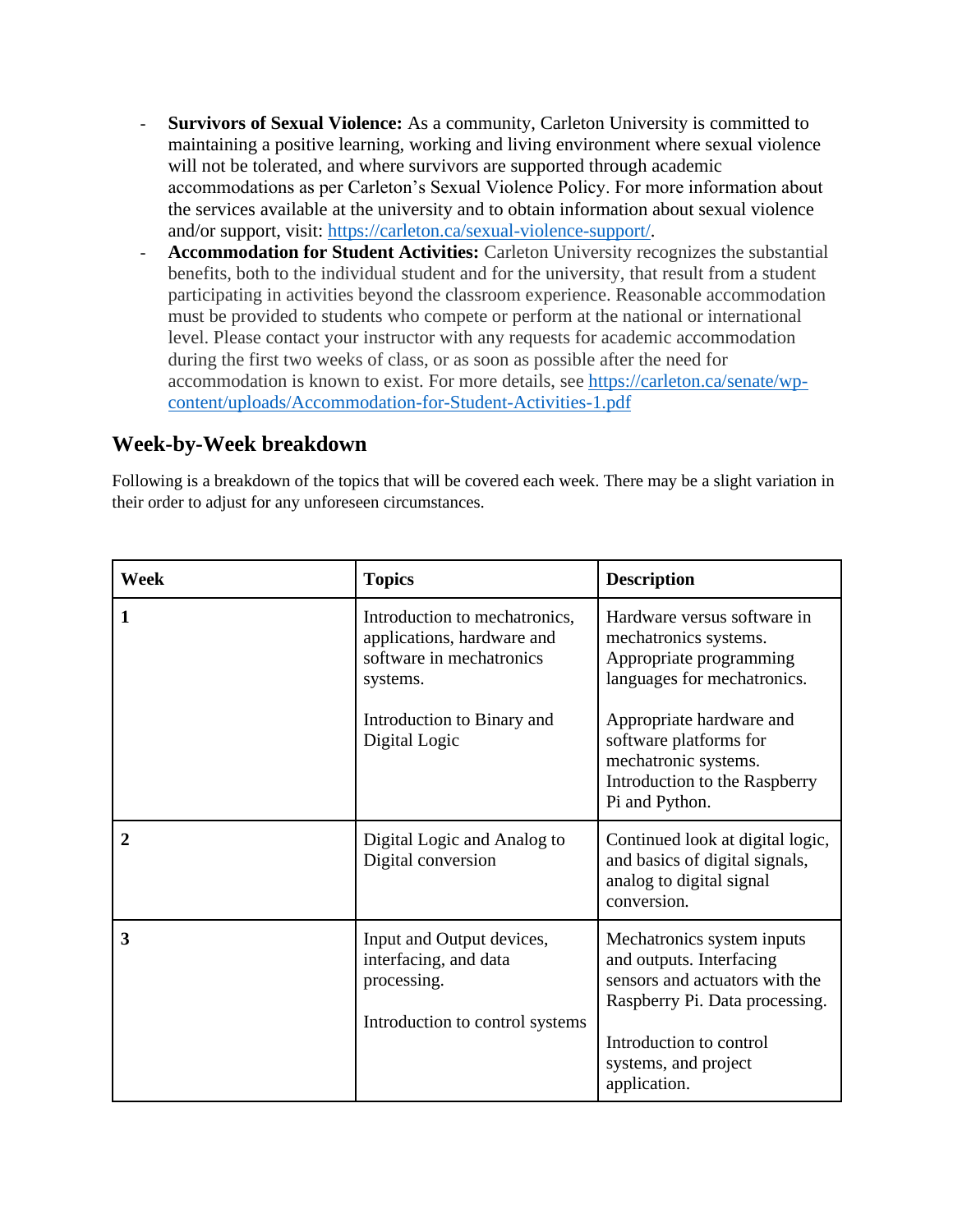- **Survivors of Sexual Violence:** As a community, Carleton University is committed to maintaining a positive learning, working and living environment where sexual violence will not be tolerated, and where survivors are supported through academic accommodations as per Carleton's Sexual Violence Policy. For more information about the services available at the university and to obtain information about sexual violence and/or support, visit: https://carleton.ca/sexual-violence-support/.
- **Accommodation for Student Activities:** Carleton University recognizes the substantial benefits, both to the individual student and for the university, that result from a student participating in activities beyond the classroom experience. Reasonable accommodation must be provided to students who compete or perform at the national or international level. Please contact your instructor with any requests for academic accommodation during the first two weeks of class, or as soon as possible after the need for accommodation is known to exist. For more details, see https://carleton.ca/senate/wp-content/uploads/Accommodation-for-Student-Activities-1.pdf

## Week-by-Week breakdown

Following is a breakdown of the topics that will be covered each week. There may be a slight variation in their order to adjust for any unforeseen circumstances.

| Week | Topics | Description |
|---|---|---|
| **1** | Introduction to mechatronics, applications, hardware and software in mechatronics systems.<br><br>Introduction to Binary and Digital Logic | Hardware versus software in mechatronics systems. Appropriate programming languages for mechatronics.<br><br>Appropriate hardware and software platforms for mechatronic systems. Introduction to the Raspberry Pi and Python. |
| **2** | Digital Logic and Analog to Digital conversion | Continued look at digital logic, and basics of digital signals, analog to digital signal conversion. |
| **3** | Input and Output devices, interfacing, and data processing.<br><br>Introduction to control systems | Mechatronics system inputs and outputs. Interfacing sensors and actuators with the Raspberry Pi. Data processing.<br><br>Introduction to control systems, and project application. |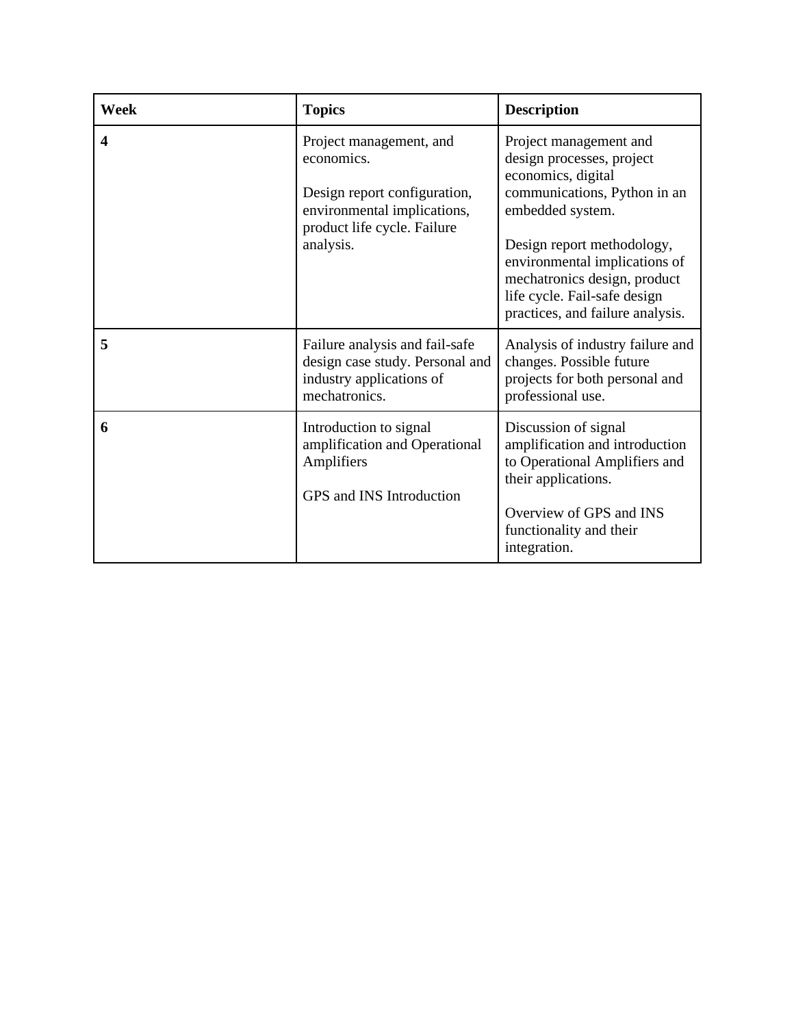| **Week** | **Topics** | **Description** |
|---|---|---|
| **4** | Project management, and economics.<br><br>Design report configuration, environmental implications, product life cycle. Failure analysis. | Project management and design processes, project economics, digital communications, Python in an embedded system.<br><br>Design report methodology, environmental implications of mechatronics design, product life cycle. Fail-safe design practices, and failure analysis. |
| **5** | Failure analysis and fail-safe design case study. Personal and industry applications of mechatronics. | Analysis of industry failure and changes. Possible future projects for both personal and professional use. |
| **6** | Introduction to signal amplification and Operational Amplifiers<br><br>GPS and INS Introduction | Discussion of signal amplification and introduction to Operational Amplifiers and their applications.<br><br>Overview of GPS and INS functionality and their integration. |